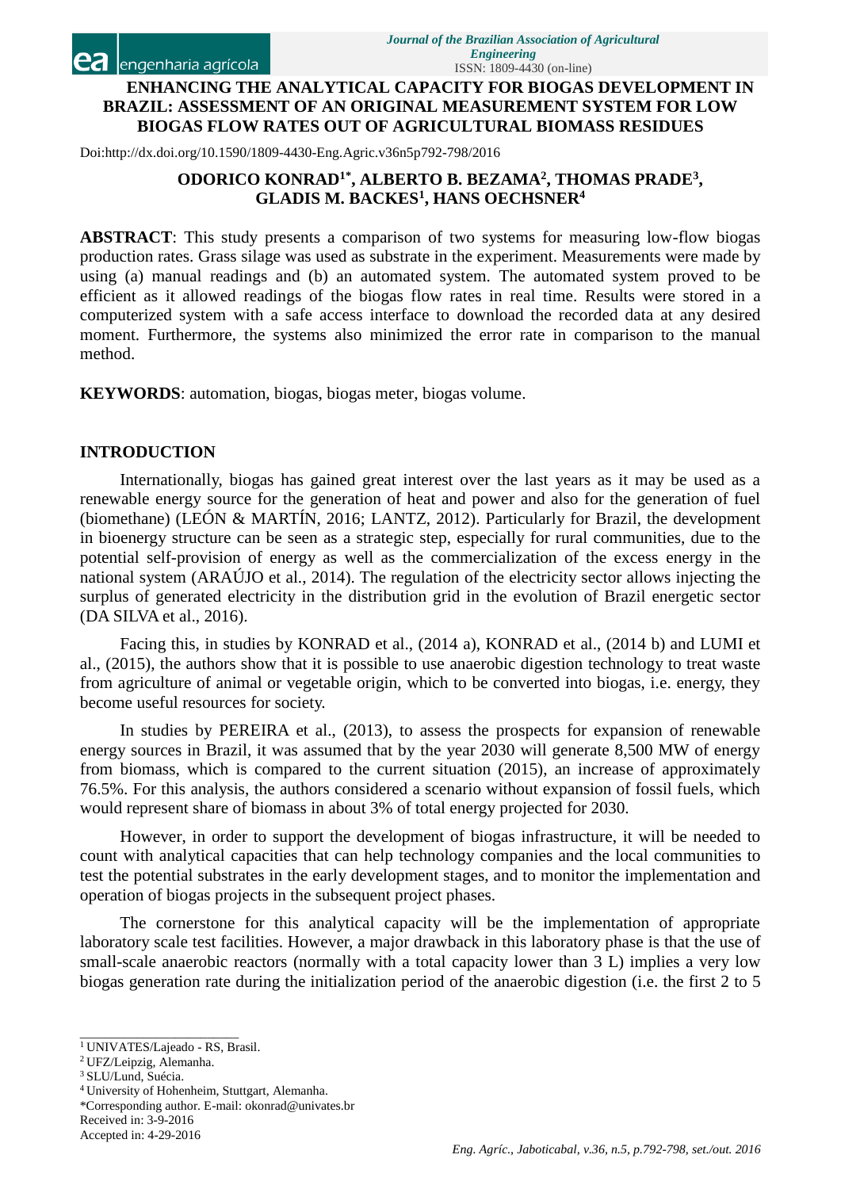# ENHANCING THE ANALYTICAL CAPACITY FOR BIOGAS DEVELOPMENT IN BRAZIL: ASSESSMENT OF AN ORIGINAL MEASUREMENT SYSTEM FOR LOW BIOGAS FLOW RATES OUT OF AGRICULTURAL BIOMASS RESIDUES

Doi:http://dx.doi.org/10.1590/1809-4430-Eng.Agric.v36n5p792-798/2016

**ODORICO KONRAD[1*], ALBERTO B. BEZAMA[2], THOMAS PRADE[3], GLADIS M. BACKES[1], HANS OECHSNER[4]**

**ABSTRACT**: This study presents a comparison of two systems for measuring low-flow biogas production rates. Grass silage was used as substrate in the experiment. Measurements were made by using (a) manual readings and (b) an automated system. The automated system proved to be efficient as it allowed readings of the biogas flow rates in real time. Results were stored in a computerized system with a safe access interface to download the recorded data at any desired moment. Furthermore, the systems also minimized the error rate in comparison to the manual method.

**KEYWORDS**: automation, biogas, biogas meter, biogas volume.

## INTRODUCTION

Internationally, biogas has gained great interest over the last years as it may be used as a renewable energy source for the generation of heat and power and also for the generation of fuel (biomethane) (LEÓN & MARTÍN, 2016; LANTZ, 2012). Particularly for Brazil, the development in bioenergy structure can be seen as a strategic step, especially for rural communities, due to the potential self-provision of energy as well as the commercialization of the excess energy in the national system (ARAÚJO et al., 2014). The regulation of the electricity sector allows injecting the surplus of generated electricity in the distribution grid in the evolution of Brazil energetic sector (DA SILVA et al., 2016).

Facing this, in studies by KONRAD et al., (2014 a), KONRAD et al., (2014 b) and LUMI et al., (2015), the authors show that it is possible to use anaerobic digestion technology to treat waste from agriculture of animal or vegetable origin, which to be converted into biogas, i.e. energy, they become useful resources for society.

In studies by PEREIRA et al., (2013), to assess the prospects for expansion of renewable energy sources in Brazil, it was assumed that by the year 2030 will generate 8,500 MW of energy from biomass, which is compared to the current situation (2015), an increase of approximately 76.5%. For this analysis, the authors considered a scenario without expansion of fossil fuels, which would represent share of biomass in about 3% of total energy projected for 2030.

However, in order to support the development of biogas infrastructure, it will be needed to count with analytical capacities that can help technology companies and the local communities to test the potential substrates in the early development stages, and to monitor the implementation and operation of biogas projects in the subsequent project phases.

The cornerstone for this analytical capacity will be the implementation of appropriate laboratory scale test facilities. However, a major drawback in this laboratory phase is that the use of small-scale anaerobic reactors (normally with a total capacity lower than 3 L) implies a very low biogas generation rate during the initialization period of the anaerobic digestion (i.e. the first 2 to 5

---

[1] UNIVATES/Lajeado - RS, Brasil.
[2] UFZ/Leipzig, Alemanha.
[3] SLU/Lund, Suécia.
[4] University of Hohenheim, Stuttgart, Alemanha.
*Corresponding author. E-mail: okonrad@univates.br
Received in: 3-9-2016
Accepted in: 4-29-2016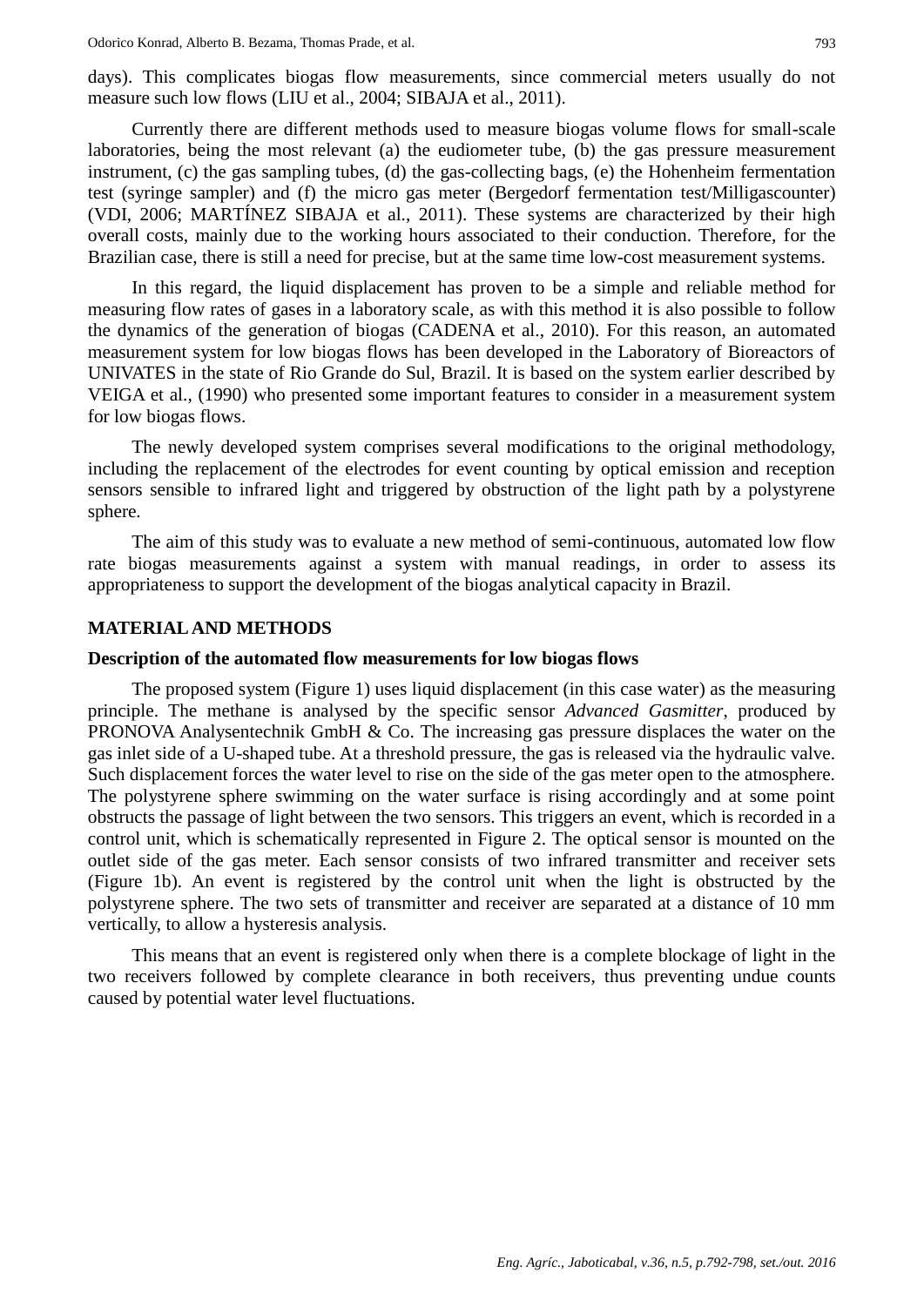days). This complicates biogas flow measurements, since commercial meters usually do not measure such low flows (LIU et al., 2004; SIBAJA et al., 2011).

Currently there are different methods used to measure biogas volume flows for small-scale laboratories, being the most relevant (a) the eudiometer tube, (b) the gas pressure measurement instrument, (c) the gas sampling tubes, (d) the gas-collecting bags, (e) the Hohenheim fermentation test (syringe sampler) and (f) the micro gas meter (Bergedorf fermentation test/Milligascounter) (VDI, 2006; MARTÍNEZ SIBAJA et al., 2011). These systems are characterized by their high overall costs, mainly due to the working hours associated to their conduction. Therefore, for the Brazilian case, there is still a need for precise, but at the same time low-cost measurement systems.

In this regard, the liquid displacement has proven to be a simple and reliable method for measuring flow rates of gases in a laboratory scale, as with this method it is also possible to follow the dynamics of the generation of biogas (CADENA et al., 2010). For this reason, an automated measurement system for low biogas flows has been developed in the Laboratory of Bioreactors of UNIVATES in the state of Rio Grande do Sul, Brazil. It is based on the system earlier described by VEIGA et al., (1990) who presented some important features to consider in a measurement system for low biogas flows.

The newly developed system comprises several modifications to the original methodology, including the replacement of the electrodes for event counting by optical emission and reception sensors sensible to infrared light and triggered by obstruction of the light path by a polystyrene sphere.

The aim of this study was to evaluate a new method of semi-continuous, automated low flow rate biogas measurements against a system with manual readings, in order to assess its appropriateness to support the development of the biogas analytical capacity in Brazil.

## MATERIAL AND METHODS

### Description of the automated flow measurements for low biogas flows

The proposed system (Figure 1) uses liquid displacement (in this case water) as the measuring principle. The methane is analysed by the specific sensor *Advanced Gasmitter*, produced by PRONOVA Analysentechnik GmbH & Co. The increasing gas pressure displaces the water on the gas inlet side of a U-shaped tube. At a threshold pressure, the gas is released via the hydraulic valve. Such displacement forces the water level to rise on the side of the gas meter open to the atmosphere. The polystyrene sphere swimming on the water surface is rising accordingly and at some point obstructs the passage of light between the two sensors. This triggers an event, which is recorded in a control unit, which is schematically represented in Figure 2. The optical sensor is mounted on the outlet side of the gas meter. Each sensor consists of two infrared transmitter and receiver sets (Figure 1b). An event is registered by the control unit when the light is obstructed by the polystyrene sphere. The two sets of transmitter and receiver are separated at a distance of 10 mm vertically, to allow a hysteresis analysis.

This means that an event is registered only when there is a complete blockage of light in the two receivers followed by complete clearance in both receivers, thus preventing undue counts caused by potential water level fluctuations.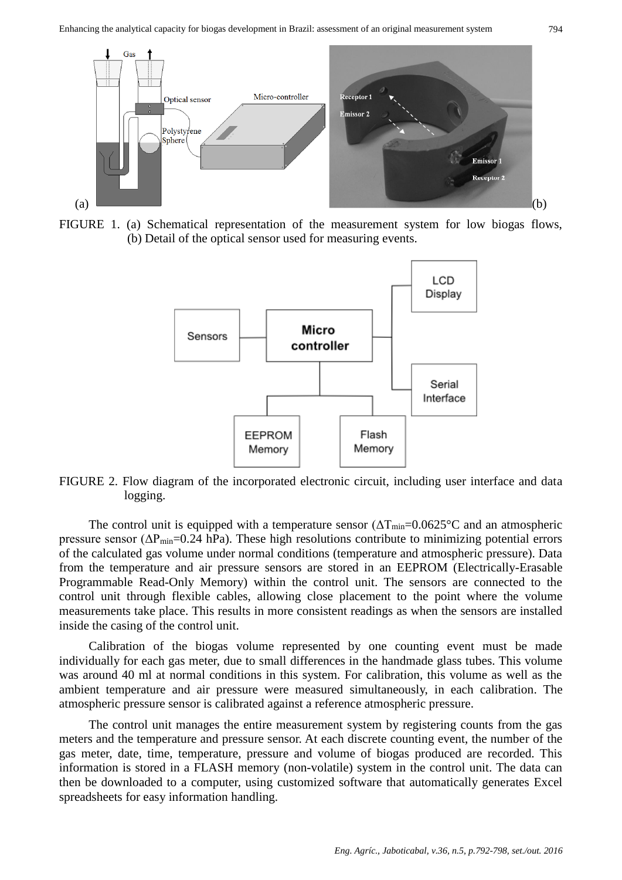FIGURE 1. (a) Schematical representation of the measurement system for low biogas flows, (b) Detail of the optical sensor used for measuring events.

FIGURE 2. Flow diagram of the incorporated electronic circuit, including user interface and data logging.

The control unit is equipped with a temperature sensor ($\Delta T_{min}$=0.0625°C and an atmospheric pressure sensor ($\Delta P_{min}$=0.24 hPa). These high resolutions contribute to minimizing potential errors of the calculated gas volume under normal conditions (temperature and atmospheric pressure). Data from the temperature and air pressure sensors are stored in an EEPROM (Electrically-Erasable Programmable Read-Only Memory) within the control unit. The sensors are connected to the control unit through flexible cables, allowing close placement to the point where the volume measurements take place. This results in more consistent readings as when the sensors are installed inside the casing of the control unit.

Calibration of the biogas volume represented by one counting event must be made individually for each gas meter, due to small differences in the handmade glass tubes. This volume was around 40 ml at normal conditions in this system. For calibration, this volume as well as the ambient temperature and air pressure were measured simultaneously, in each calibration. The atmospheric pressure sensor is calibrated against a reference atmospheric pressure.

The control unit manages the entire measurement system by registering counts from the gas meters and the temperature and pressure sensor. At each discrete counting event, the number of the gas meter, date, time, temperature, pressure and volume of biogas produced are recorded. This information is stored in a FLASH memory (non-volatile) system in the control unit. The data can then be downloaded to a computer, using customized software that automatically generates Excel spreadsheets for easy information handling.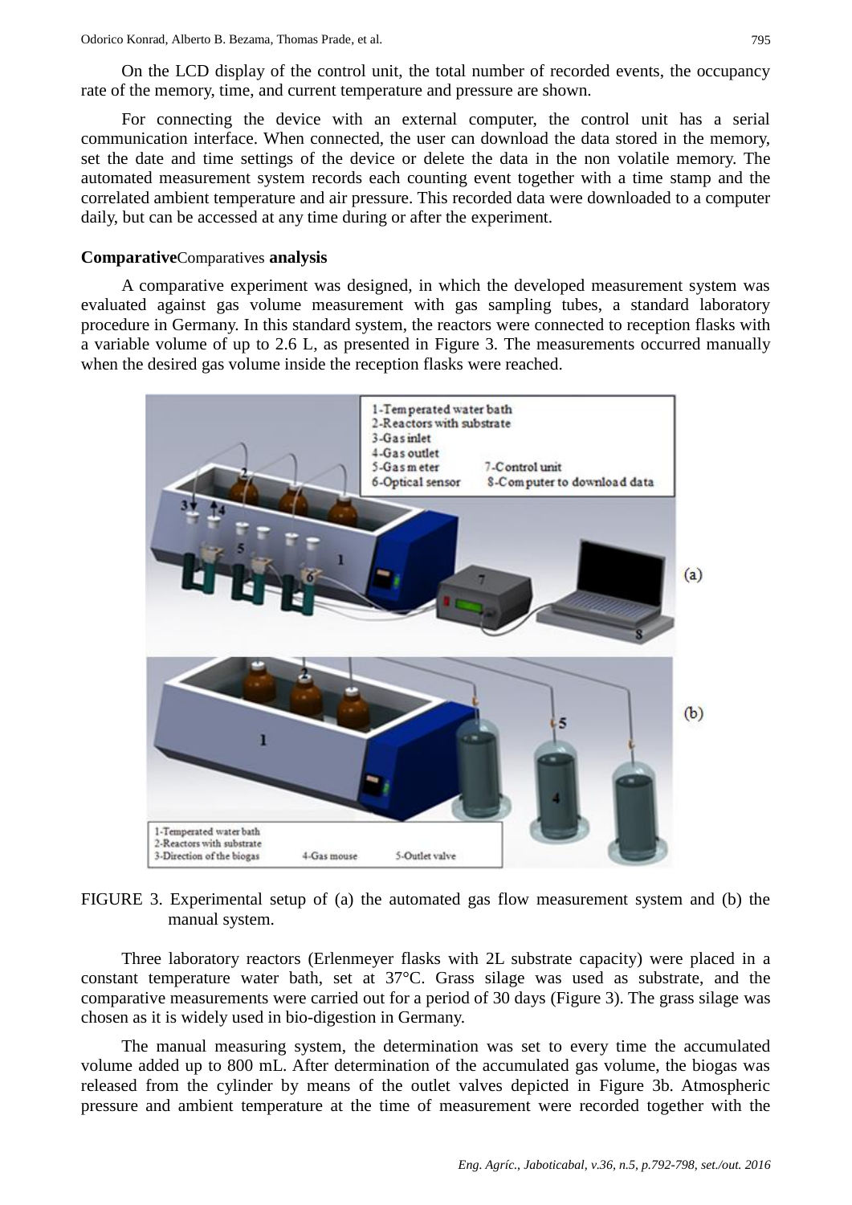On the LCD display of the control unit, the total number of recorded events, the occupancy rate of the memory, time, and current temperature and pressure are shown.

For connecting the device with an external computer, the control unit has a serial communication interface. When connected, the user can download the data stored in the memory, set the date and time settings of the device or delete the data in the non volatile memory. The automated measurement system records each counting event together with a time stamp and the correlated ambient temperature and air pressure. This recorded data were downloaded to a computer daily, but can be accessed at any time during or after the experiment.

**Comparative**Comparatives **analysis**

A comparative experiment was designed, in which the developed measurement system was evaluated against gas volume measurement with gas sampling tubes, a standard laboratory procedure in Germany. In this standard system, the reactors were connected to reception flasks with a variable volume of up to 2.6 L, as presented in Figure 3. The measurements occurred manually when the desired gas volume inside the reception flasks were reached.

FIGURE 3. Experimental setup of (a) the automated gas flow measurement system and (b) the manual system.

Three laboratory reactors (Erlenmeyer flasks with 2L substrate capacity) were placed in a constant temperature water bath, set at 37°C. Grass silage was used as substrate, and the comparative measurements were carried out for a period of 30 days (Figure 3). The grass silage was chosen as it is widely used in bio-digestion in Germany.

The manual measuring system, the determination was set to every time the accumulated volume added up to 800 mL. After determination of the accumulated gas volume, the biogas was released from the cylinder by means of the outlet valves depicted in Figure 3b. Atmospheric pressure and ambient temperature at the time of measurement were recorded together with the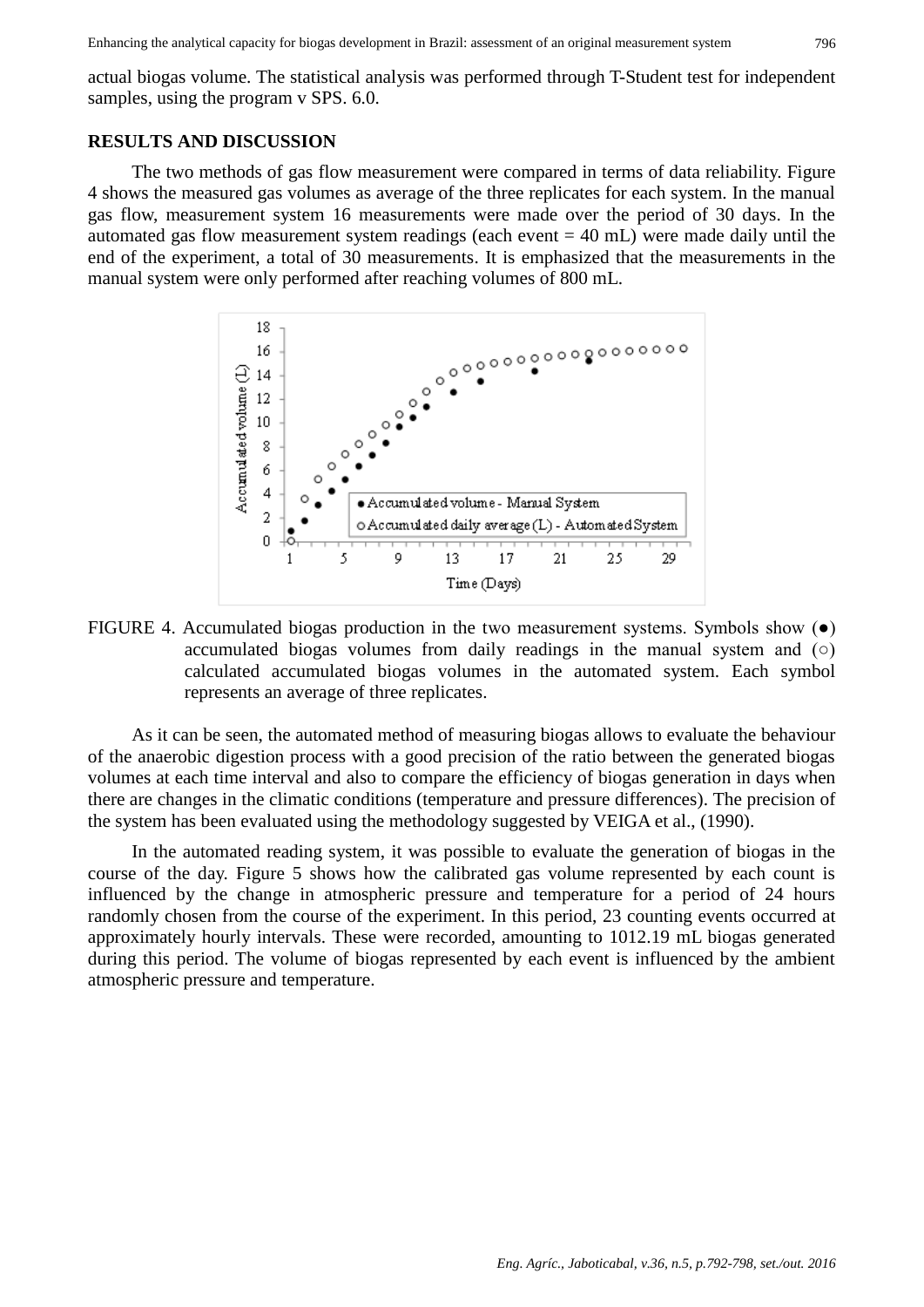actual biogas volume. The statistical analysis was performed through T-Student test for independent samples, using the program v SPS. 6.0.

## RESULTS AND DISCUSSION

The two methods of gas flow measurement were compared in terms of data reliability. Figure 4 shows the measured gas volumes as average of the three replicates for each system. In the manual gas flow, measurement system 16 measurements were made over the period of 30 days. In the automated gas flow measurement system readings (each event = 40 mL) were made daily until the end of the experiment, a total of 30 measurements. It is emphasized that the measurements in the manual system were only performed after reaching volumes of 800 mL.

FIGURE 4. Accumulated biogas production in the two measurement systems. Symbols show (●) accumulated biogas volumes from daily readings in the manual system and (○) calculated accumulated biogas volumes in the automated system. Each symbol represents an average of three replicates.

As it can be seen, the automated method of measuring biogas allows to evaluate the behaviour of the anaerobic digestion process with a good precision of the ratio between the generated biogas volumes at each time interval and also to compare the efficiency of biogas generation in days when there are changes in the climatic conditions (temperature and pressure differences). The precision of the system has been evaluated using the methodology suggested by VEIGA et al., (1990).

In the automated reading system, it was possible to evaluate the generation of biogas in the course of the day. Figure 5 shows how the calibrated gas volume represented by each count is influenced by the change in atmospheric pressure and temperature for a period of 24 hours randomly chosen from the course of the experiment. In this period, 23 counting events occurred at approximately hourly intervals. These were recorded, amounting to 1012.19 mL biogas generated during this period. The volume of biogas represented by each event is influenced by the ambient atmospheric pressure and temperature.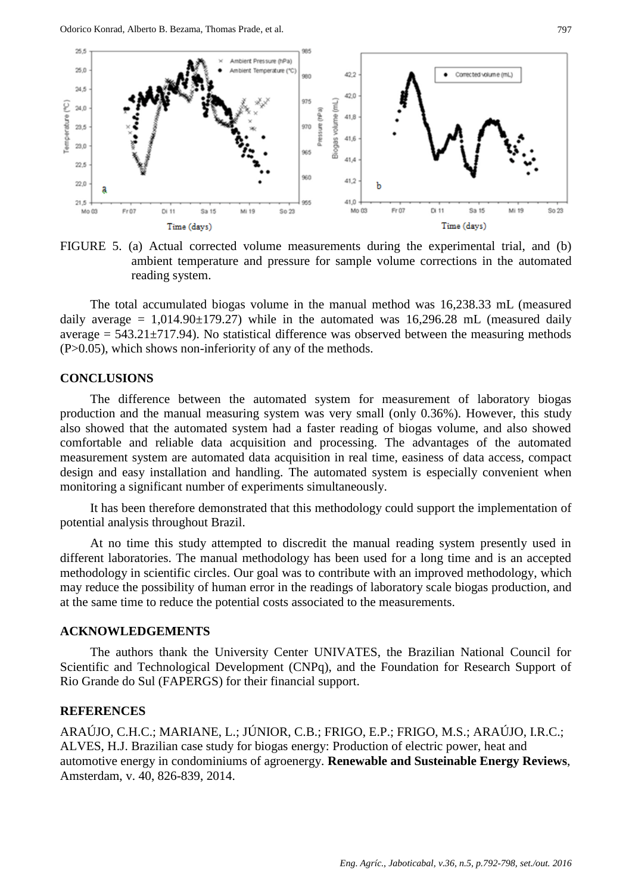FIGURE 5. (a) Actual corrected volume measurements during the experimental trial, and (b) ambient temperature and pressure for sample volume corrections in the automated reading system.

The total accumulated biogas volume in the manual method was 16,238.33 mL (measured daily average = 1,014.90±179.27) while in the automated was 16,296.28 mL (measured daily average = 543.21±717.94). No statistical difference was observed between the measuring methods (P>0.05), which shows non-inferiority of any of the methods.

## CONCLUSIONS

The difference between the automated system for measurement of laboratory biogas production and the manual measuring system was very small (only 0.36%). However, this study also showed that the automated system had a faster reading of biogas volume, and also showed comfortable and reliable data acquisition and processing. The advantages of the automated measurement system are automated data acquisition in real time, easiness of data access, compact design and easy installation and handling. The automated system is especially convenient when monitoring a significant number of experiments simultaneously.

It has been therefore demonstrated that this methodology could support the implementation of potential analysis throughout Brazil.

At no time this study attempted to discredit the manual reading system presently used in different laboratories. The manual methodology has been used for a long time and is an accepted methodology in scientific circles. Our goal was to contribute with an improved methodology, which may reduce the possibility of human error in the readings of laboratory scale biogas production, and at the same time to reduce the potential costs associated to the measurements.

## ACKNOWLEDGEMENTS

The authors thank the University Center UNIVATES, the Brazilian National Council for Scientific and Technological Development (CNPq), and the Foundation for Research Support of Rio Grande do Sul (FAPERGS) for their financial support.

## REFERENCES

ARAÚJO, C.H.C.; MARIANE, L.; JÚNIOR, C.B.; FRIGO, E.P.; FRIGO, M.S.; ARAÚJO, I.R.C.; ALVES, H.J. Brazilian case study for biogas energy: Production of electric power, heat and automotive energy in condominiums of agroenergy. **Renewable and Susteinable Energy Reviews**, Amsterdam, v. 40, 826-839, 2014.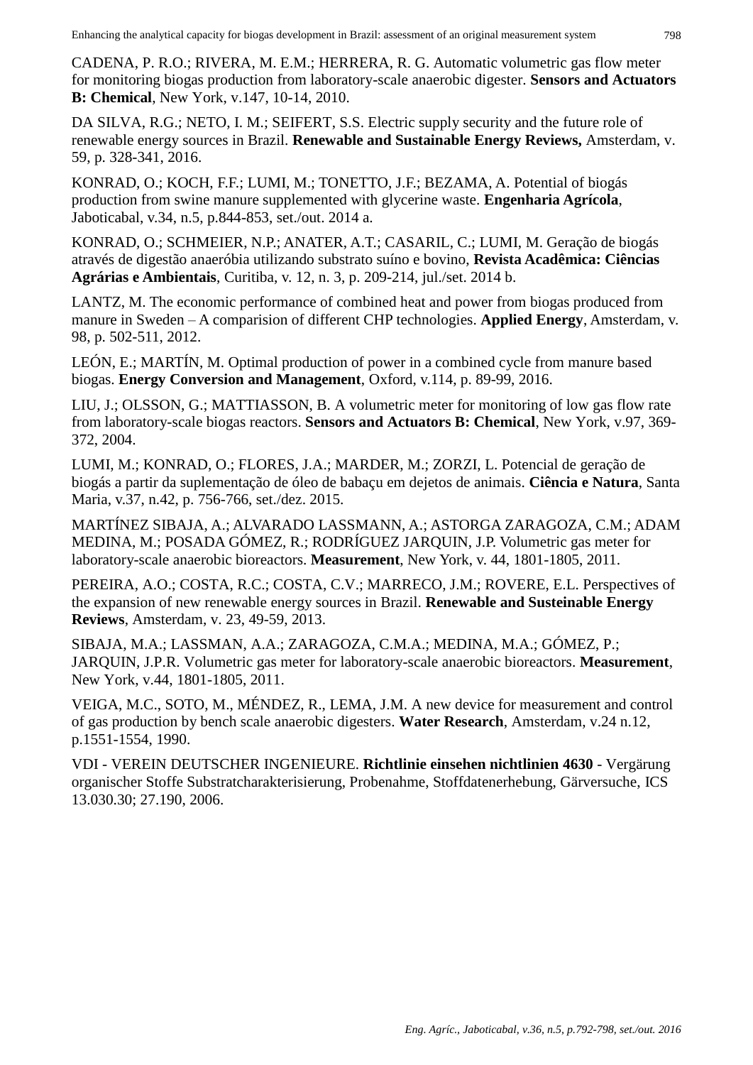CADENA, P. R.O.; RIVERA, M. E.M.; HERRERA, R. G. Automatic volumetric gas flow meter for monitoring biogas production from laboratory-scale anaerobic digester. **Sensors and Actuators B: Chemical**, New York, v.147, 10-14, 2010.

DA SILVA, R.G.; NETO, I. M.; SEIFERT, S.S. Electric supply security and the future role of renewable energy sources in Brazil. **Renewable and Sustainable Energy Reviews,** Amsterdam, v. 59, p. 328-341, 2016.

KONRAD, O.; KOCH, F.F.; LUMI, M.; TONETTO, J.F.; BEZAMA, A. Potential of biogás production from swine manure supplemented with glycerine waste. **Engenharia Agrícola**, Jaboticabal, v.34, n.5, p.844-853, set./out. 2014 a.

KONRAD, O.; SCHMEIER, N.P.; ANATER, A.T.; CASARIL, C.; LUMI, M. Geração de biogás através de digestão anaeróbia utilizando substrato suíno e bovino, **Revista Acadêmica: Ciências Agrárias e Ambientais**, Curitiba, v. 12, n. 3, p. 209-214, jul./set. 2014 b.

LANTZ, M. The economic performance of combined heat and power from biogas produced from manure in Sweden – A comparision of different CHP technologies. **Applied Energy**, Amsterdam, v. 98, p. 502-511, 2012.

LEÓN, E.; MARTÍN, M. Optimal production of power in a combined cycle from manure based biogas. **Energy Conversion and Management**, Oxford, v.114, p. 89-99, 2016.

LIU, J.; OLSSON, G.; MATTIASSON, B. A volumetric meter for monitoring of low gas flow rate from laboratory-scale biogas reactors. **Sensors and Actuators B: Chemical**, New York, v.97, 369-372, 2004.

LUMI, M.; KONRAD, O.; FLORES, J.A.; MARDER, M.; ZORZI, L. Potencial de geração de biogás a partir da suplementação de óleo de babaçu em dejetos de animais. **Ciência e Natura**, Santa Maria, v.37, n.42, p. 756-766, set./dez. 2015.

MARTÍNEZ SIBAJA, A.; ALVARADO LASSMANN, A.; ASTORGA ZARAGOZA, C.M.; ADAM MEDINA, M.; POSADA GÓMEZ, R.; RODRÍGUEZ JARQUIN, J.P. Volumetric gas meter for laboratory-scale anaerobic bioreactors. **Measurement**, New York, v. 44, 1801-1805, 2011.

PEREIRA, A.O.; COSTA, R.C.; COSTA, C.V.; MARRECO, J.M.; ROVERE, E.L. Perspectives of the expansion of new renewable energy sources in Brazil. **Renewable and Susteinable Energy Reviews**, Amsterdam, v. 23, 49-59, 2013.

SIBAJA, M.A.; LASSMAN, A.A.; ZARAGOZA, C.M.A.; MEDINA, M.A.; GÓMEZ, P.; JARQUIN, J.P.R. Volumetric gas meter for laboratory-scale anaerobic bioreactors. **Measurement**, New York, v.44, 1801-1805, 2011.

VEIGA, M.C., SOTO, M., MÉNDEZ, R., LEMA, J.M. A new device for measurement and control of gas production by bench scale anaerobic digesters. **Water Research**, Amsterdam, v.24 n.12, p.1551-1554, 1990.

VDI - VEREIN DEUTSCHER INGENIEURE. **Richtlinie einsehen nichtlinien 4630** - Vergärung organischer Stoffe Substratcharakterisierung, Probenahme, Stoffdatenerhebung, Gärversuche, ICS 13.030.30; 27.190, 2006.